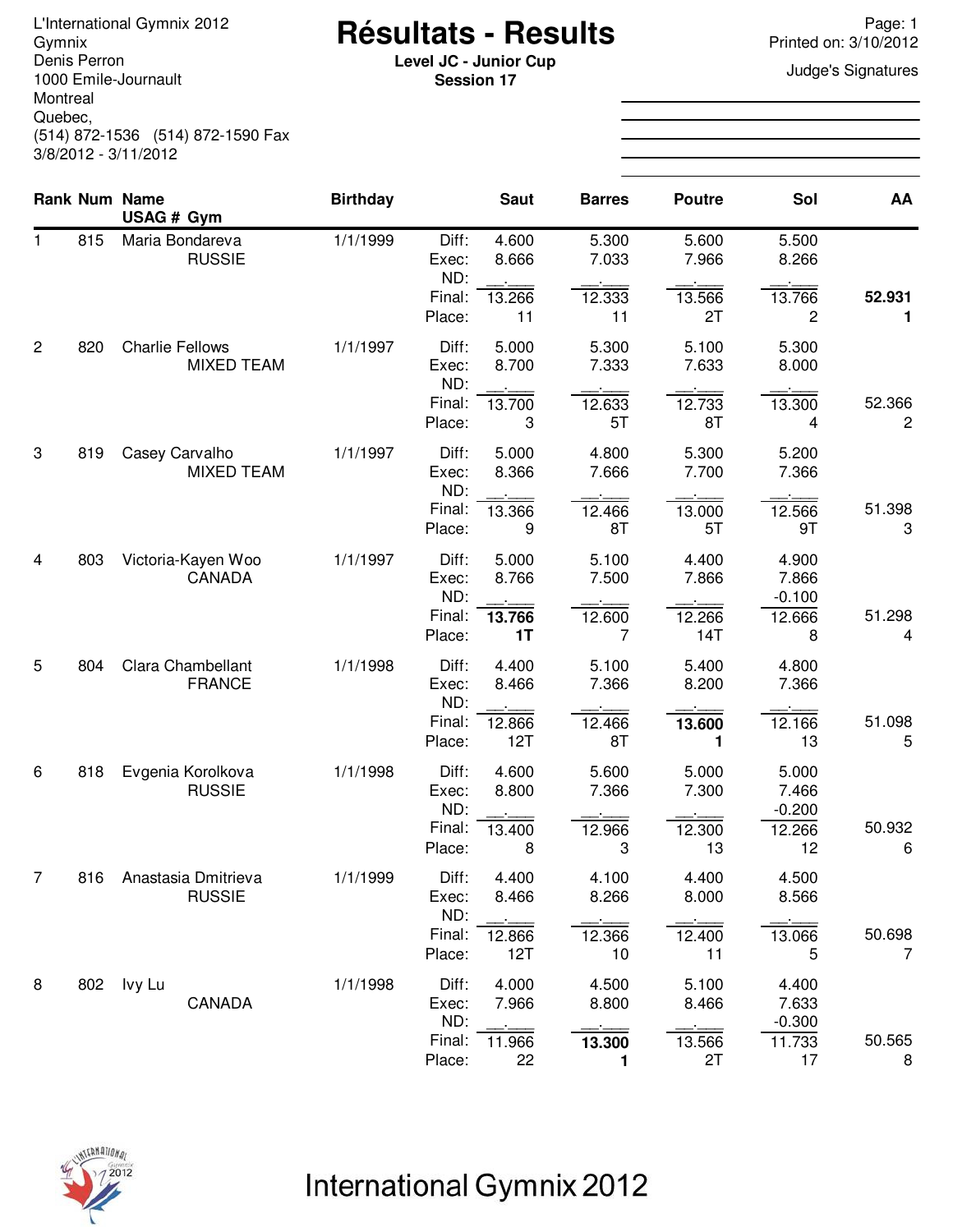L'International Gymnix 2012
Gymnix
Denis Perron
1000 Emile-Journault
Montreal
Quebec,
(514) 872-1536 (514) 872-1590 Fax
3/8/2012 - 3/11/2012

# Résultats - Results

**Level JC - Junior Cup**
**Session 17**

Printed on: 3/10/2012

Judge's Signatures

| Rank | Num | Name / USAG # Gym | Birthday | | Saut | Barres | Poutre | Sol | AA |
|---|---|---|---|---|---|---|---|---|---|
| 1 | 815 | Maria Bondareva | 1/1/1999 | Diff: | 4.600 | 5.300 | 5.600 | 5.500 | |
| | | RUSSIE | | Exec: | 8.666 | 7.033 | 7.966 | 8.266 | |
| | | | | ND: | | | | | |
| | | | | Final: | 13.266 | 12.333 | 13.566 | 13.766 | **52.931** |
| | | | | Place: | 11 | 11 | 2T | 2 | **1** |
| 2 | 820 | Charlie Fellows | 1/1/1997 | Diff: | 5.000 | 5.300 | 5.100 | 5.300 | |
| | | MIXED TEAM | | Exec: | 8.700 | 7.333 | 7.633 | 8.000 | |
| | | | | ND: | | | | | |
| | | | | Final: | 13.700 | 12.633 | 12.733 | 13.300 | 52.366 |
| | | | | Place: | 3 | 5T | 8T | 4 | 2 |
| 3 | 819 | Casey Carvalho | 1/1/1997 | Diff: | 5.000 | 4.800 | 5.300 | 5.200 | |
| | | MIXED TEAM | | Exec: | 8.366 | 7.666 | 7.700 | 7.366 | |
| | | | | ND: | | | | | |
| | | | | Final: | 13.366 | 12.466 | 13.000 | 12.566 | 51.398 |
| | | | | Place: | 9 | 8T | 5T | 9T | 3 |
| 4 | 803 | Victoria-Kayen Woo | 1/1/1997 | Diff: | 5.000 | 5.100 | 4.400 | 4.900 | |
| | | CANADA | | Exec: | 8.766 | 7.500 | 7.866 | 7.866 | |
| | | | | ND: | | | | -0.100 | |
| | | | | Final: | **13.766** | 12.600 | 12.266 | 12.666 | 51.298 |
| | | | | Place: | **1T** | 7 | 14T | 8 | 4 |
| 5 | 804 | Clara Chambellant | 1/1/1998 | Diff: | 4.400 | 5.100 | 5.400 | 4.800 | |
| | | FRANCE | | Exec: | 8.466 | 7.366 | 8.200 | 7.366 | |
| | | | | ND: | | | | | |
| | | | | Final: | 12.866 | 12.466 | **13.600** | 12.166 | 51.098 |
| | | | | Place: | 12T | 8T | **1** | 13 | 5 |
| 6 | 818 | Evgenia Korolkova | 1/1/1998 | Diff: | 4.600 | 5.600 | 5.000 | 5.000 | |
| | | RUSSIE | | Exec: | 8.800 | 7.366 | 7.300 | 7.466 | |
| | | | | ND: | | | | -0.200 | |
| | | | | Final: | 13.400 | 12.966 | 12.300 | 12.266 | 50.932 |
| | | | | Place: | 8 | 3 | 13 | 12 | 6 |
| 7 | 816 | Anastasia Dmitrieva | 1/1/1999 | Diff: | 4.400 | 4.100 | 4.400 | 4.500 | |
| | | RUSSIE | | Exec: | 8.466 | 8.266 | 8.000 | 8.566 | |
| | | | | ND: | | | | | |
| | | | | Final: | 12.866 | 12.366 | 12.400 | 13.066 | 50.698 |
| | | | | Place: | 12T | 10 | 11 | 5 | 7 |
| 8 | 802 | Ivy Lu | 1/1/1998 | Diff: | 4.000 | 4.500 | 5.100 | 4.400 | |
| | | CANADA | | Exec: | 7.966 | 8.800 | 8.466 | 7.633 | |
| | | | | ND: | | | | -0.300 | |
| | | | | Final: | 11.966 | **13.300** | 13.566 | 11.733 | 50.565 |
| | | | | Place: | 22 | **1** | 2T | 17 | 8 |

International Gymnix 2012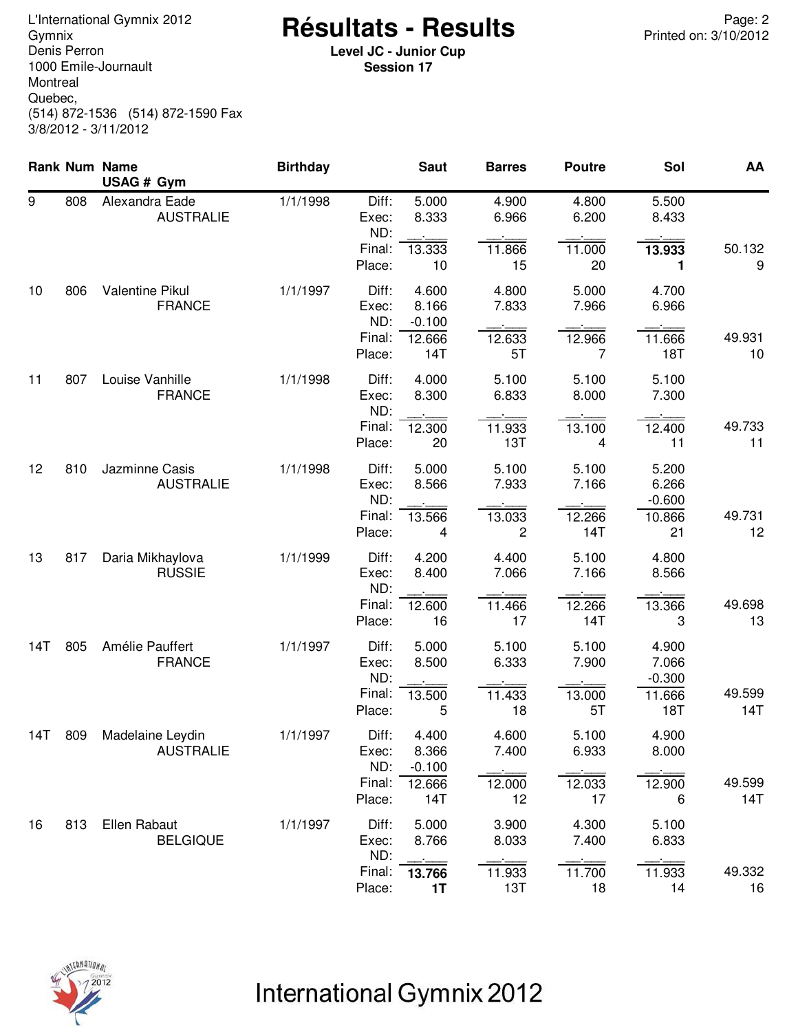L'International Gymnix 2012
Gymnix
Denis Perron
1000 Emile-Journault
Montreal
Quebec,
(514) 872-1536 (514) 872-1590 Fax
3/8/2012 - 3/11/2012

# Résultats - Results

**Level JC - Junior Cup**
**Session 17**

| Rank | Num | Name / USAG # Gym | Birthday | | Saut | Barres | Poutre | Sol | AA |
|---|---|---|---|---|---|---|---|---|---|
| 9 | 808 | Alexandra Eade | 1/1/1998 | Diff: | 5.000 | 4.900 | 4.800 | 5.500 | |
| | | AUSTRALIE | | Exec: | 8.333 | 6.966 | 6.200 | 8.433 | |
| | | | | ND: | | | | | |
| | | | | Final: | 13.333 | 11.866 | 11.000 | **13.933** | 50.132 |
| | | | | Place: | 10 | 15 | 20 | **1** | 9 |
| 10 | 806 | Valentine Pikul | 1/1/1997 | Diff: | 4.600 | 4.800 | 5.000 | 4.700 | |
| | | FRANCE | | Exec: | 8.166 | 7.833 | 7.966 | 6.966 | |
| | | | | ND: | -0.100 | | | | |
| | | | | Final: | 12.666 | 12.633 | 12.966 | 11.666 | 49.931 |
| | | | | Place: | 14T | 5T | 7 | 18T | 10 |
| 11 | 807 | Louise Vanhille | 1/1/1998 | Diff: | 4.000 | 5.100 | 5.100 | 5.100 | |
| | | FRANCE | | Exec: | 8.300 | 6.833 | 8.000 | 7.300 | |
| | | | | ND: | | | | | |
| | | | | Final: | 12.300 | 11.933 | 13.100 | 12.400 | 49.733 |
| | | | | Place: | 20 | 13T | 4 | 11 | 11 |
| 12 | 810 | Jazminne Casis | 1/1/1998 | Diff: | 5.000 | 5.100 | 5.100 | 5.200 | |
| | | AUSTRALIE | | Exec: | 8.566 | 7.933 | 7.166 | 6.266 | |
| | | | | ND: | | | | -0.600 | |
| | | | | Final: | 13.566 | 13.033 | 12.266 | 10.866 | 49.731 |
| | | | | Place: | 4 | 2 | 14T | 21 | 12 |
| 13 | 817 | Daria Mikhaylova | 1/1/1999 | Diff: | 4.200 | 4.400 | 5.100 | 4.800 | |
| | | RUSSIE | | Exec: | 8.400 | 7.066 | 7.166 | 8.566 | |
| | | | | ND: | | | | | |
| | | | | Final: | 12.600 | 11.466 | 12.266 | 13.366 | 49.698 |
| | | | | Place: | 16 | 17 | 14T | 3 | 13 |
| 14T | 805 | Amélie Pauffert | 1/1/1997 | Diff: | 5.000 | 5.100 | 5.100 | 4.900 | |
| | | FRANCE | | Exec: | 8.500 | 6.333 | 7.900 | 7.066 | |
| | | | | ND: | | | | -0.300 | |
| | | | | Final: | 13.500 | 11.433 | 13.000 | 11.666 | 49.599 |
| | | | | Place: | 5 | 18 | 5T | 18T | 14T |
| 14T | 809 | Madelaine Leydin | 1/1/1997 | Diff: | 4.400 | 4.600 | 5.100 | 4.900 | |
| | | AUSTRALIE | | Exec: | 8.366 | 7.400 | 6.933 | 8.000 | |
| | | | | ND: | -0.100 | | | | |
| | | | | Final: | 12.666 | 12.000 | 12.033 | 12.900 | 49.599 |
| | | | | Place: | 14T | 12 | 17 | 6 | 14T |
| 16 | 813 | Ellen Rabaut | 1/1/1997 | Diff: | 5.000 | 3.900 | 4.300 | 5.100 | |
| | | BELGIQUE | | Exec: | 8.766 | 8.033 | 7.400 | 6.833 | |
| | | | | ND: | | | | | |
| | | | | Final: | **13.766** | 11.933 | 11.700 | 11.933 | 49.332 |
| | | | | Place: | **1T** | 13T | 18 | 14 | 16 |

International Gymnix 2012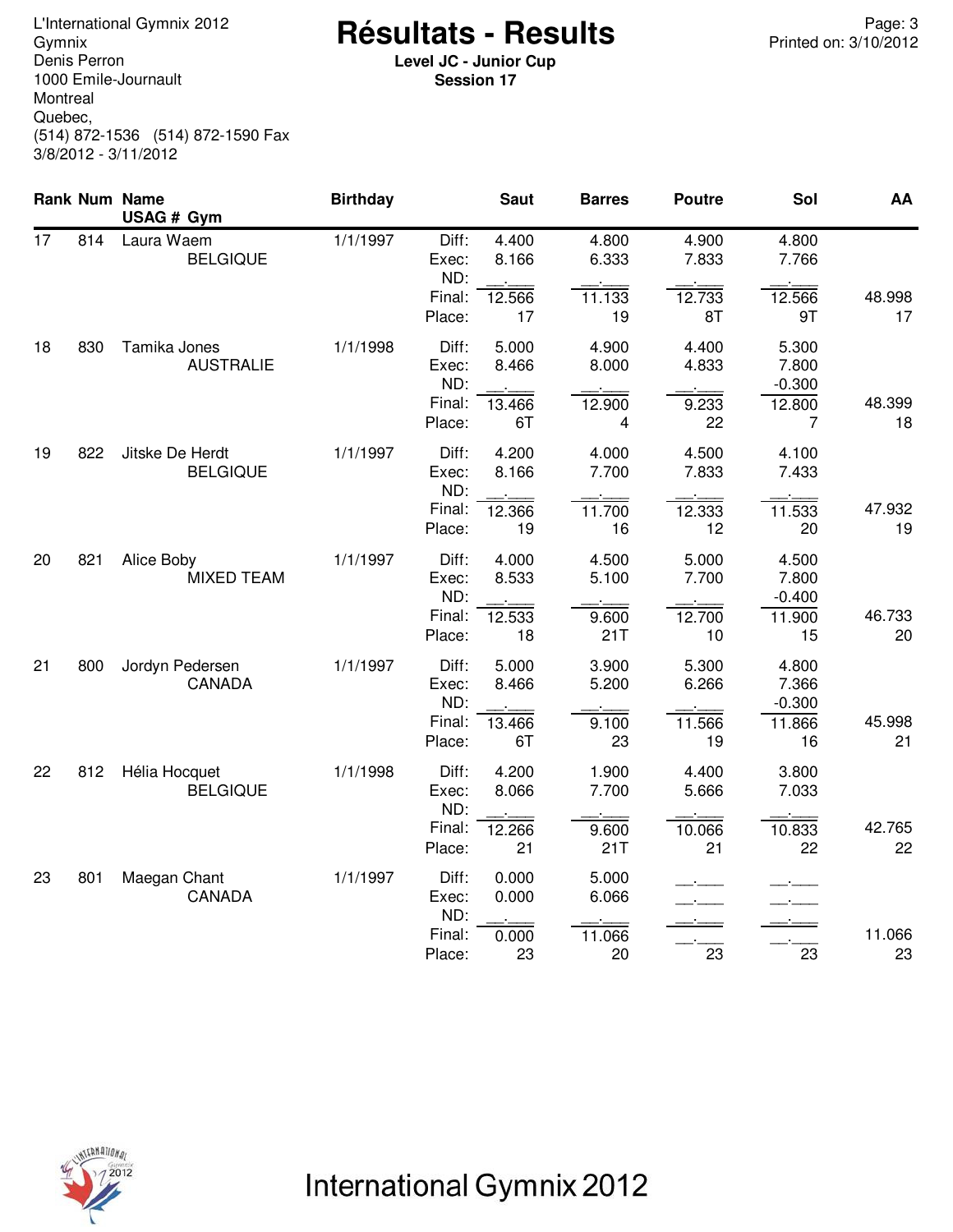L'International Gymnix 2012
Gymnix
Denis Perron
1000 Emile-Journault
Montreal
Quebec,
(514) 872-1536 (514) 872-1590 Fax
3/8/2012 - 3/11/2012

# Résultats - Results

**Level JC - Junior Cup**
**Session 17**

Printed on: 3/10/2012

| Rank | Num | Name / USAG # Gym | Birthday | | Saut | Barres | Poutre | Sol | AA |
|---|---|---|---|---|---|---|---|---|---|
| 17 | 814 | Laura Waem | 1/1/1997 | Diff: | 4.400 | 4.800 | 4.900 | 4.800 | |
| | | BELGIQUE | | Exec: | 8.166 | 6.333 | 7.833 | 7.766 | |
| | | | | ND: | __.___ | __.___ | __.___ | __.___ | |
| | | | | Final: | 12.566 | 11.133 | 12.733 | 12.566 | 48.998 |
| | | | | Place: | 17 | 19 | 8T | 9T | 17 |
| 18 | 830 | Tamika Jones | 1/1/1998 | Diff: | 5.000 | 4.900 | 4.400 | 5.300 | |
| | | AUSTRALIE | | Exec: | 8.466 | 8.000 | 4.833 | 7.800 | |
| | | | | ND: | __.___ | __.___ | __.___ | -0.300 | |
| | | | | Final: | 13.466 | 12.900 | 9.233 | 12.800 | 48.399 |
| | | | | Place: | 6T | 4 | 22 | 7 | 18 |
| 19 | 822 | Jitske De Herdt | 1/1/1997 | Diff: | 4.200 | 4.000 | 4.500 | 4.100 | |
| | | BELGIQUE | | Exec: | 8.166 | 7.700 | 7.833 | 7.433 | |
| | | | | ND: | __.___ | __.___ | __.___ | __.___ | |
| | | | | Final: | 12.366 | 11.700 | 12.333 | 11.533 | 47.932 |
| | | | | Place: | 19 | 16 | 12 | 20 | 19 |
| 20 | 821 | Alice Boby | 1/1/1997 | Diff: | 4.000 | 4.500 | 5.000 | 4.500 | |
| | | MIXED TEAM | | Exec: | 8.533 | 5.100 | 7.700 | 7.800 | |
| | | | | ND: | __.___ | __.___ | __.___ | -0.400 | |
| | | | | Final: | 12.533 | 9.600 | 12.700 | 11.900 | 46.733 |
| | | | | Place: | 18 | 21T | 10 | 15 | 20 |
| 21 | 800 | Jordyn Pedersen | 1/1/1997 | Diff: | 5.000 | 3.900 | 5.300 | 4.800 | |
| | | CANADA | | Exec: | 8.466 | 5.200 | 6.266 | 7.366 | |
| | | | | ND: | __.___ | __.___ | __.___ | -0.300 | |
| | | | | Final: | 13.466 | 9.100 | 11.566 | 11.866 | 45.998 |
| | | | | Place: | 6T | 23 | 19 | 16 | 21 |
| 22 | 812 | Hélia Hocquet | 1/1/1998 | Diff: | 4.200 | 1.900 | 4.400 | 3.800 | |
| | | BELGIQUE | | Exec: | 8.066 | 7.700 | 5.666 | 7.033 | |
| | | | | ND: | __.___ | __.___ | __.___ | __.___ | |
| | | | | Final: | 12.266 | 9.600 | 10.066 | 10.833 | 42.765 |
| | | | | Place: | 21 | 21T | 21 | 22 | 22 |
| 23 | 801 | Maegan Chant | 1/1/1997 | Diff: | 0.000 | 5.000 | __.___ | __.___ | |
| | | CANADA | | Exec: | 0.000 | 6.066 | __.___ | __.___ | |
| | | | | ND: | __.___ | __.___ | __.___ | __.___ | |
| | | | | Final: | 0.000 | 11.066 | __.___ | __.___ | 11.066 |
| | | | | Place: | 23 | 20 | 23 | 23 | 23 |

International Gymnix 2012